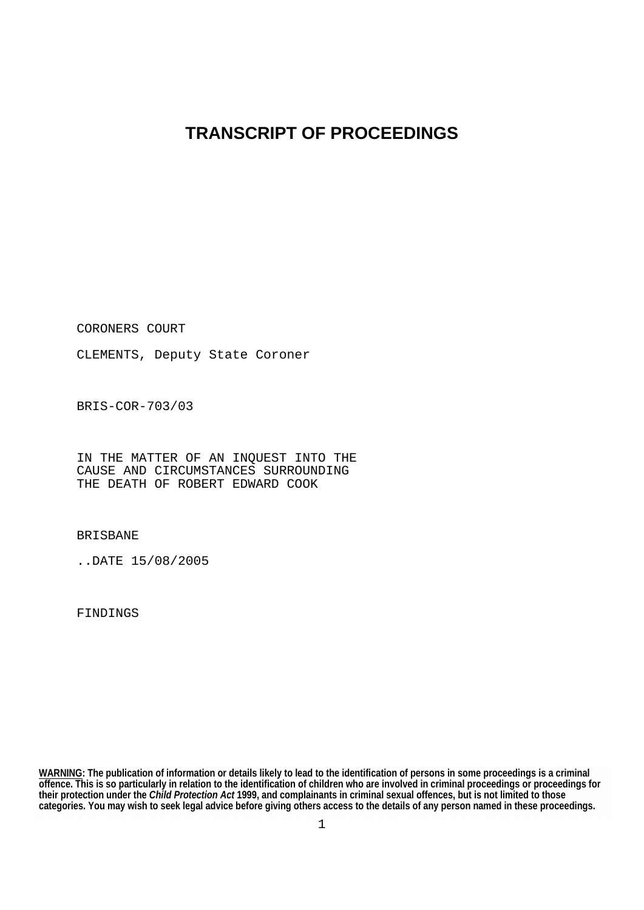# TRANSCRIPT OF PROCEEDINGS

CORONERS COURT

CLEMENTS, Deputy State Coroner

BRIS-COR-703/03

IN THE MATTER OF AN INQUEST INTO THE
CAUSE AND CIRCUMSTANCES SURROUNDING
THE DEATH OF ROBERT EDWARD COOK

BRISBANE

..DATE 15/08/2005

FINDINGS

**<u>WARNING</u>: The publication of information or details likely to lead to the identification of persons in some proceedings is a criminal offence. This is so particularly in relation to the identification of children who are involved in criminal proceedings or proceedings for their protection under the *Child Protection Act* 1999, and complainants in criminal sexual offences, but is not limited to those categories. You may wish to seek legal advice before giving others access to the details of any person named in these proceedings.**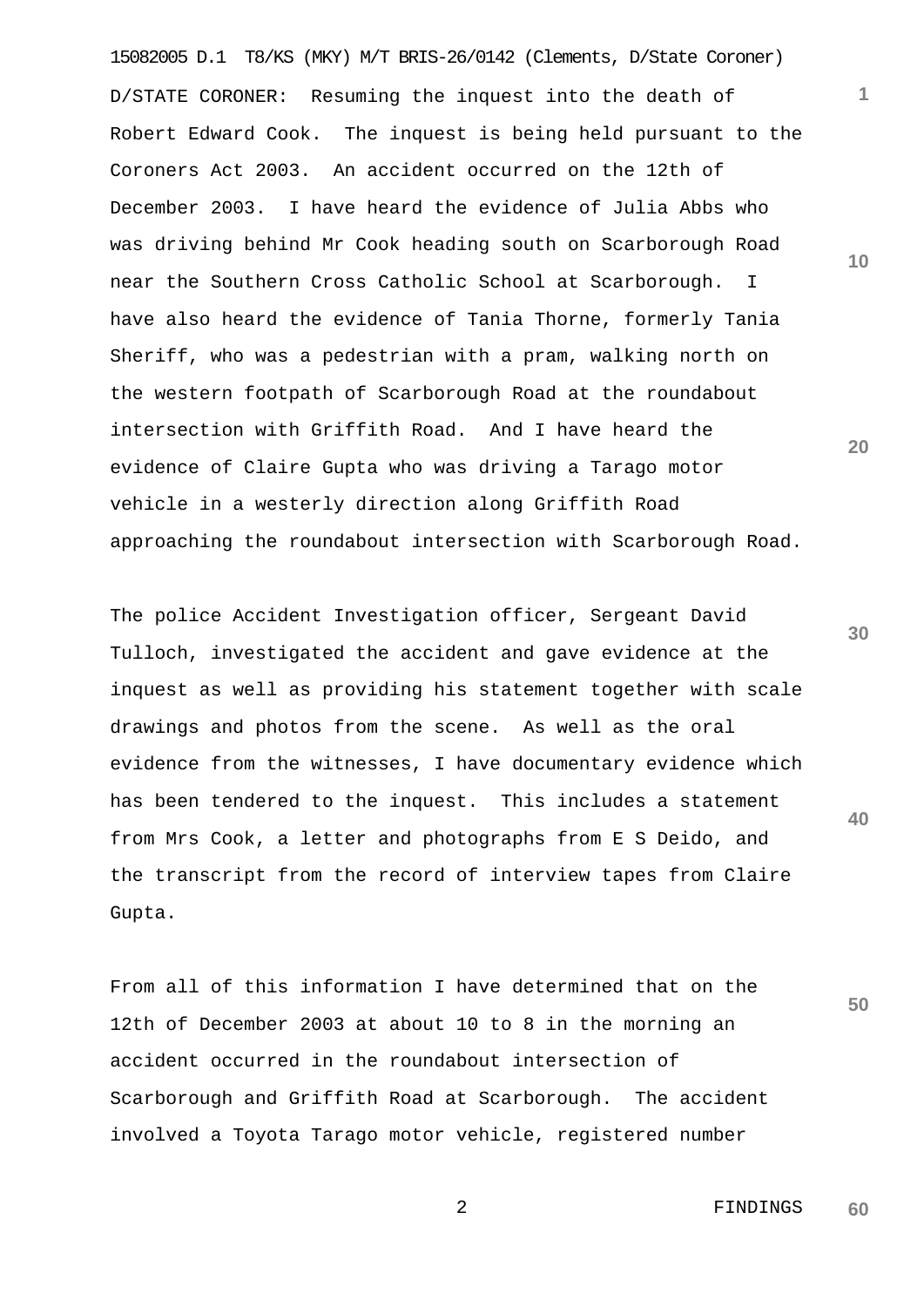D/STATE CORONER: Resuming the inquest into the death of Robert Edward Cook. The inquest is being held pursuant to the Coroners Act 2003. An accident occurred on the 12th of December 2003. I have heard the evidence of Julia Abbs who was driving behind Mr Cook heading south on Scarborough Road near the Southern Cross Catholic School at Scarborough. I have also heard the evidence of Tania Thorne, formerly Tania Sheriff, who was a pedestrian with a pram, walking north on the western footpath of Scarborough Road at the roundabout intersection with Griffith Road. And I have heard the evidence of Claire Gupta who was driving a Tarago motor vehicle in a westerly direction along Griffith Road approaching the roundabout intersection with Scarborough Road.

The police Accident Investigation officer, Sergeant David Tulloch, investigated the accident and gave evidence at the inquest as well as providing his statement together with scale drawings and photos from the scene. As well as the oral evidence from the witnesses, I have documentary evidence which has been tendered to the inquest. This includes a statement from Mrs Cook, a letter and photographs from E S Deido, and the transcript from the record of interview tapes from Claire Gupta.

From all of this information I have determined that on the 12th of December 2003 at about 10 to 8 in the morning an accident occurred in the roundabout intersection of Scarborough and Griffith Road at Scarborough. The accident involved a Toyota Tarago motor vehicle, registered number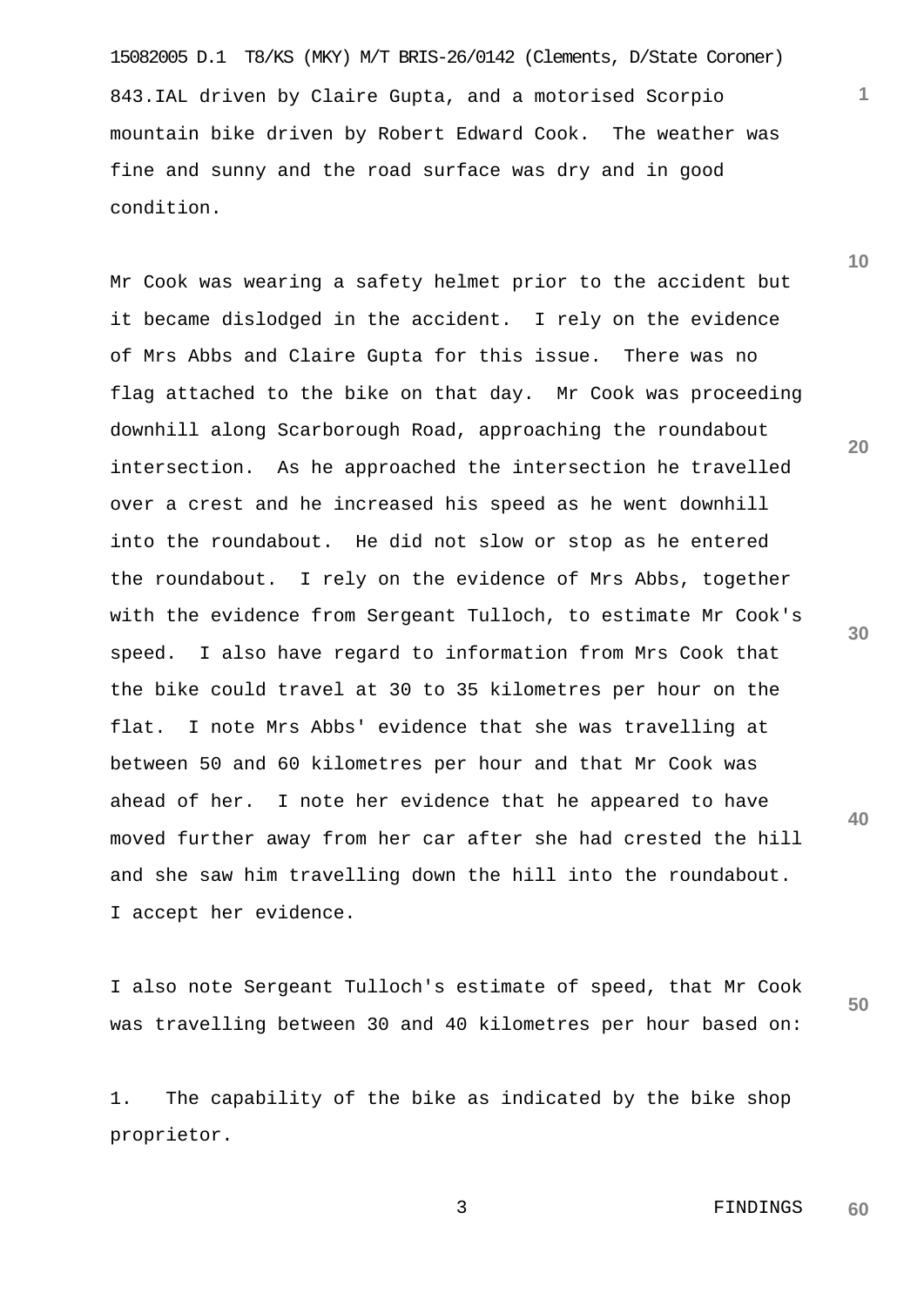843.IAL driven by Claire Gupta, and a motorised Scorpio mountain bike driven by Robert Edward Cook. The weather was fine and sunny and the road surface was dry and in good condition.

Mr Cook was wearing a safety helmet prior to the accident but it became dislodged in the accident. I rely on the evidence of Mrs Abbs and Claire Gupta for this issue. There was no flag attached to the bike on that day. Mr Cook was proceeding downhill along Scarborough Road, approaching the roundabout intersection. As he approached the intersection he travelled over a crest and he increased his speed as he went downhill into the roundabout. He did not slow or stop as he entered the roundabout. I rely on the evidence of Mrs Abbs, together with the evidence from Sergeant Tulloch, to estimate Mr Cook's speed. I also have regard to information from Mrs Cook that the bike could travel at 30 to 35 kilometres per hour on the flat. I note Mrs Abbs' evidence that she was travelling at between 50 and 60 kilometres per hour and that Mr Cook was ahead of her. I note her evidence that he appeared to have moved further away from her car after she had crested the hill and she saw him travelling down the hill into the roundabout. I accept her evidence.

I also note Sergeant Tulloch's estimate of speed, that Mr Cook was travelling between 30 and 40 kilometres per hour based on:

1. The capability of the bike as indicated by the bike shop proprietor.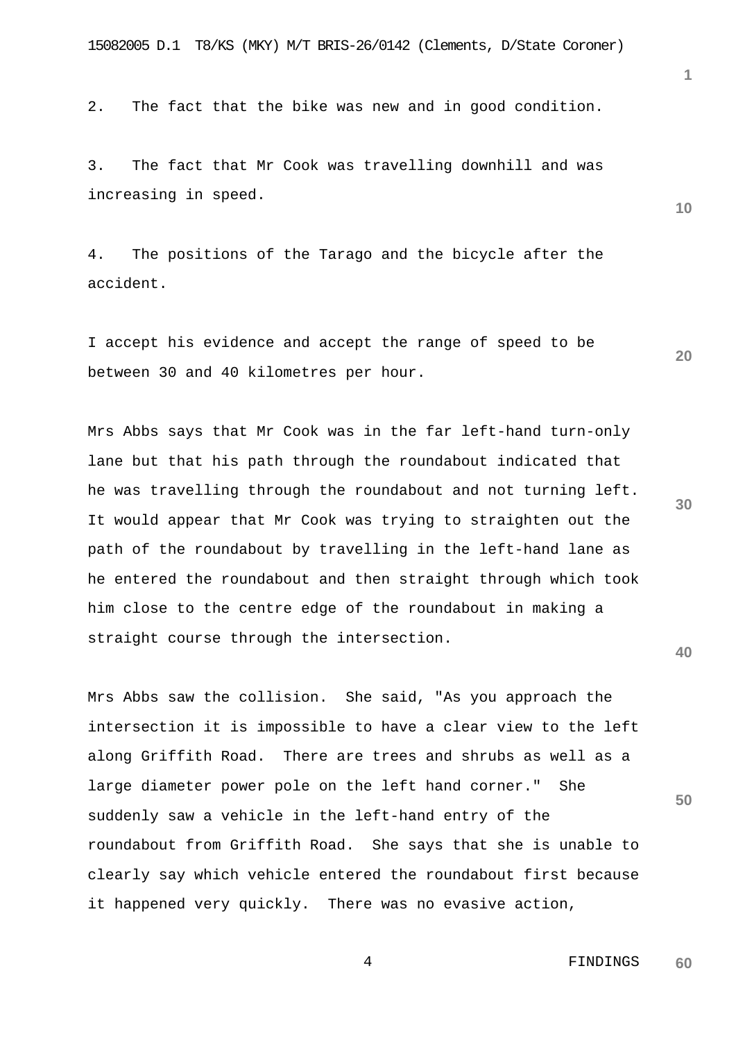2. The fact that the bike was new and in good condition.

3. The fact that Mr Cook was travelling downhill and was increasing in speed.

4. The positions of the Tarago and the bicycle after the accident.

I accept his evidence and accept the range of speed to be between 30 and 40 kilometres per hour.

Mrs Abbs says that Mr Cook was in the far left-hand turn-only lane but that his path through the roundabout indicated that he was travelling through the roundabout and not turning left. It would appear that Mr Cook was trying to straighten out the path of the roundabout by travelling in the left-hand lane as he entered the roundabout and then straight through which took him close to the centre edge of the roundabout in making a straight course through the intersection.

Mrs Abbs saw the collision. She said, "As you approach the intersection it is impossible to have a clear view to the left along Griffith Road. There are trees and shrubs as well as a large diameter power pole on the left hand corner." She suddenly saw a vehicle in the left-hand entry of the roundabout from Griffith Road. She says that she is unable to clearly say which vehicle entered the roundabout first because it happened very quickly. There was no evasive action,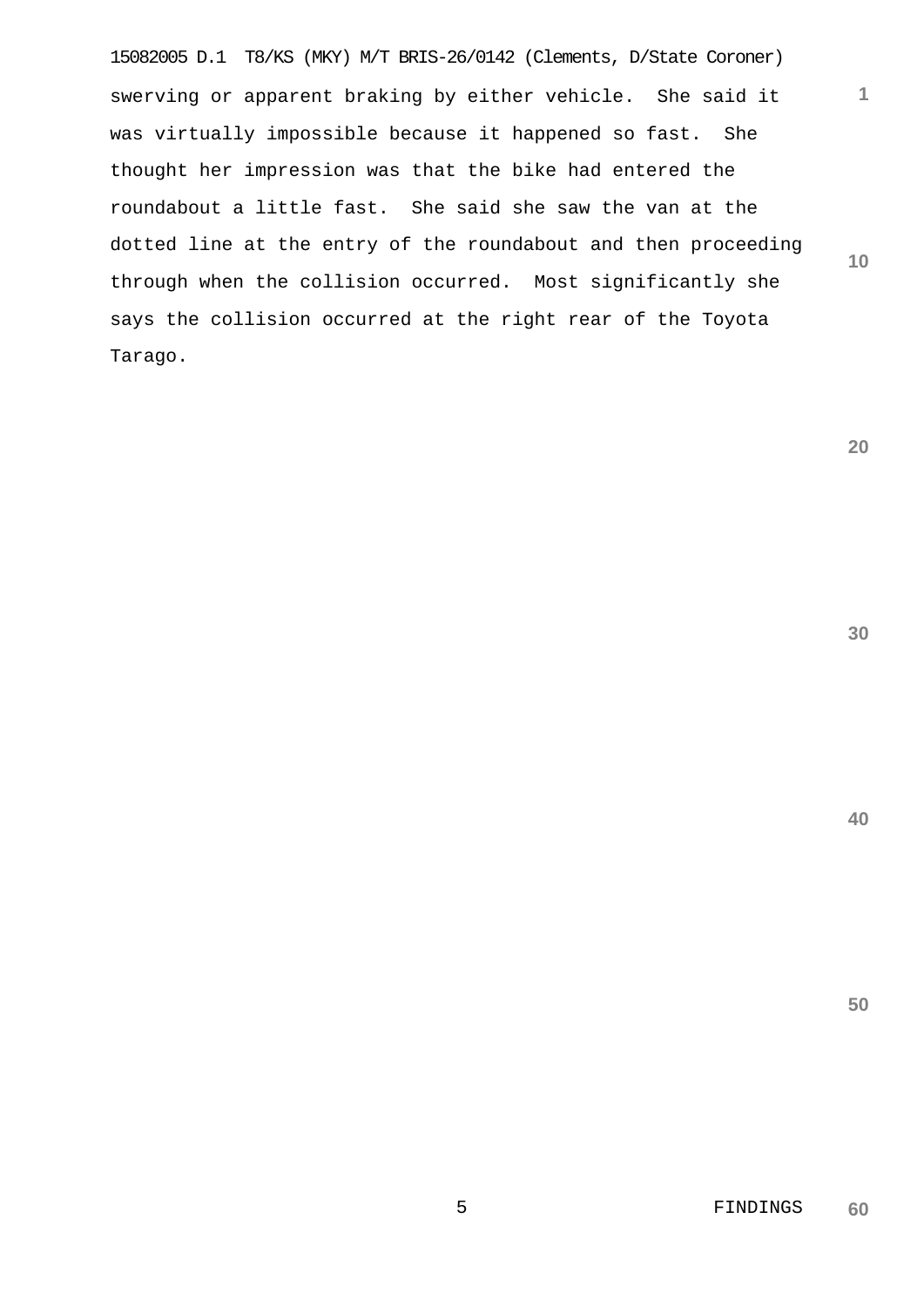swerving or apparent braking by either vehicle. She said it was virtually impossible because it happened so fast. She thought her impression was that the bike had entered the roundabout a little fast. She said she saw the van at the dotted line at the entry of the roundabout and then proceeding through when the collision occurred. Most significantly she says the collision occurred at the right rear of the Toyota Tarago.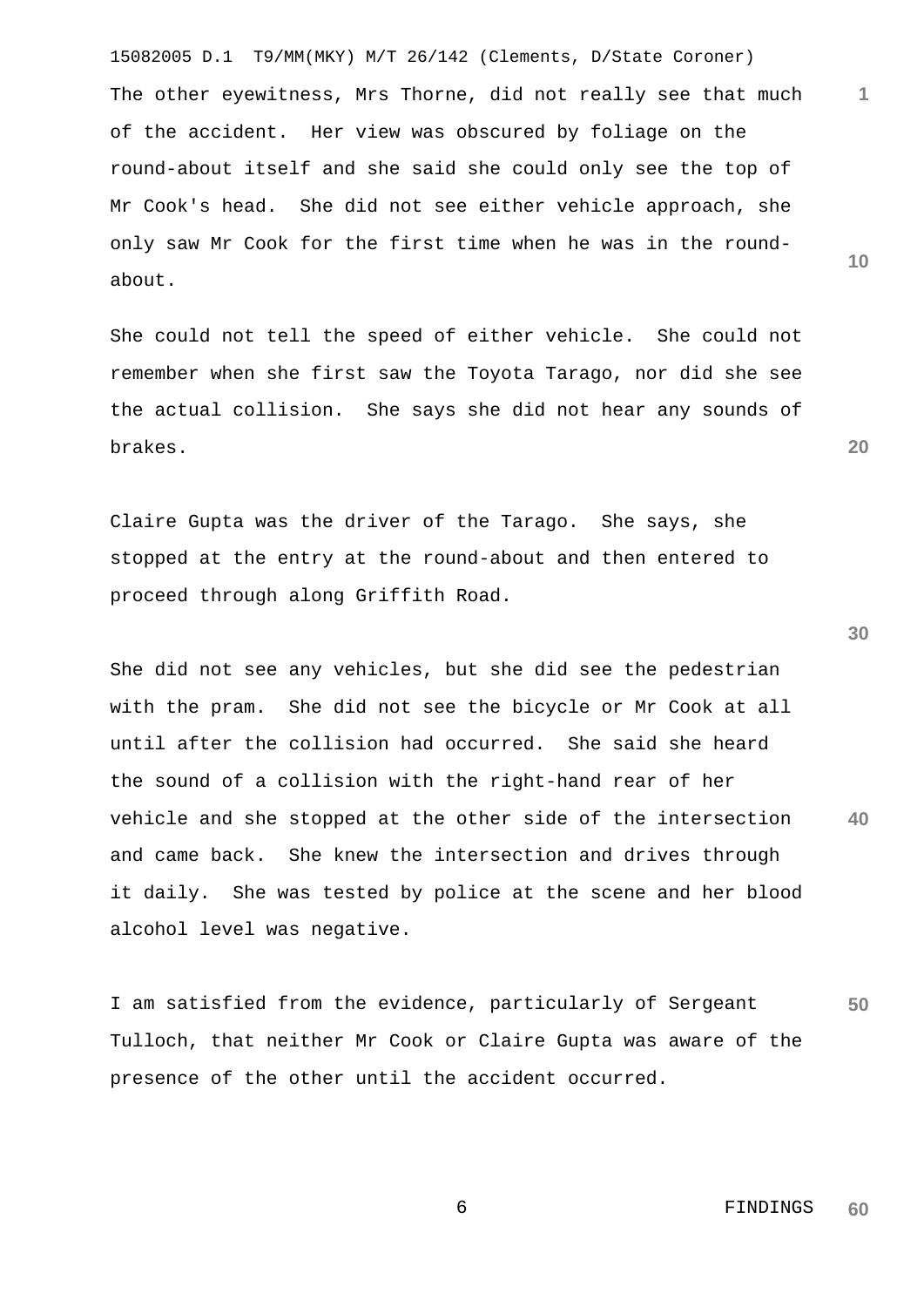The other eyewitness, Mrs Thorne, did not really see that much of the accident. Her view was obscured by foliage on the round-about itself and she said she could only see the top of Mr Cook's head. She did not see either vehicle approach, she only saw Mr Cook for the first time when he was in the round-about.

She could not tell the speed of either vehicle. She could not remember when she first saw the Toyota Tarago, nor did she see the actual collision. She says she did not hear any sounds of brakes.

Claire Gupta was the driver of the Tarago. She says, she stopped at the entry at the round-about and then entered to proceed through along Griffith Road.

She did not see any vehicles, but she did see the pedestrian with the pram. She did not see the bicycle or Mr Cook at all until after the collision had occurred. She said she heard the sound of a collision with the right-hand rear of her vehicle and she stopped at the other side of the intersection and came back. She knew the intersection and drives through it daily. She was tested by police at the scene and her blood alcohol level was negative.

I am satisfied from the evidence, particularly of Sergeant Tulloch, that neither Mr Cook or Claire Gupta was aware of the presence of the other until the accident occurred.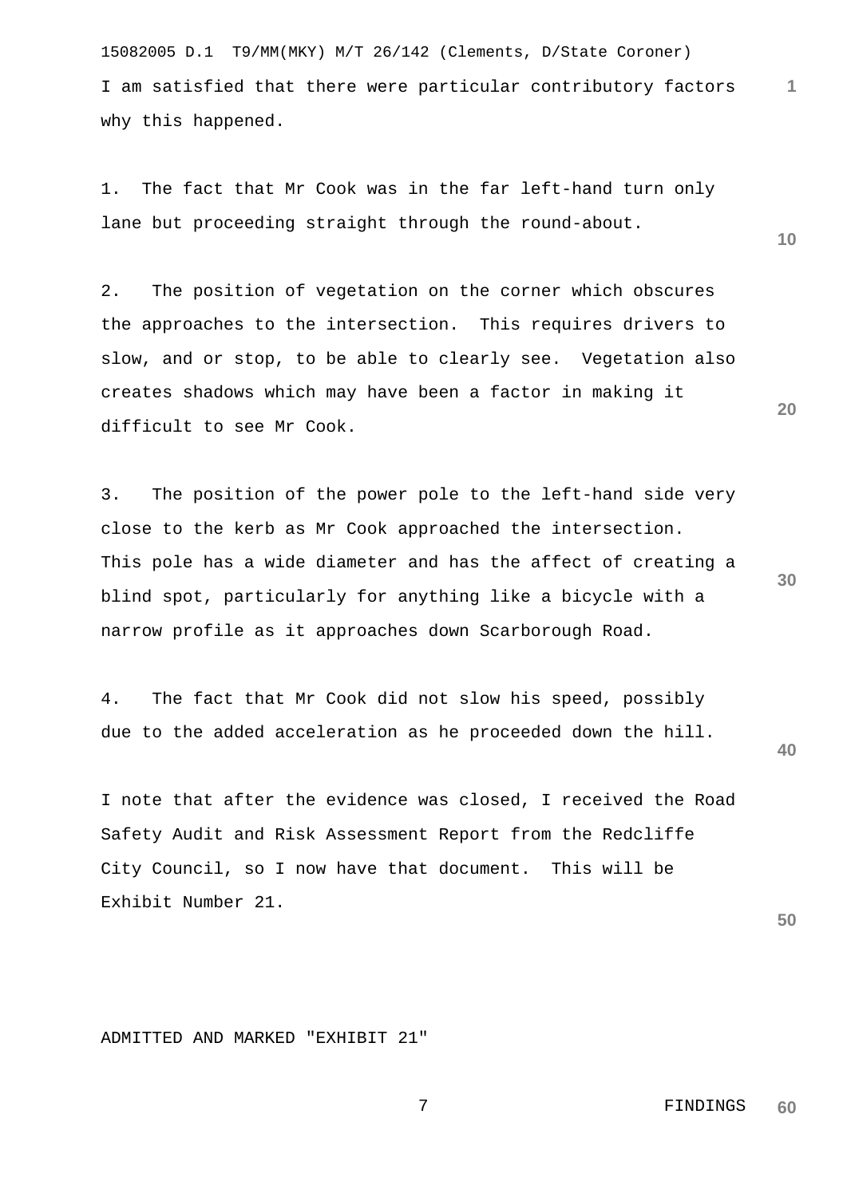I am satisfied that there were particular contributory factors why this happened.

1. The fact that Mr Cook was in the far left-hand turn only lane but proceeding straight through the round-about.

2. The position of vegetation on the corner which obscures the approaches to the intersection. This requires drivers to slow, and or stop, to be able to clearly see. Vegetation also creates shadows which may have been a factor in making it difficult to see Mr Cook.

3. The position of the power pole to the left-hand side very close to the kerb as Mr Cook approached the intersection. This pole has a wide diameter and has the affect of creating a blind spot, particularly for anything like a bicycle with a narrow profile as it approaches down Scarborough Road.

4. The fact that Mr Cook did not slow his speed, possibly due to the added acceleration as he proceeded down the hill.

I note that after the evidence was closed, I received the Road Safety Audit and Risk Assessment Report from the Redcliffe City Council, so I now have that document. This will be Exhibit Number 21.

ADMITTED AND MARKED "EXHIBIT 21"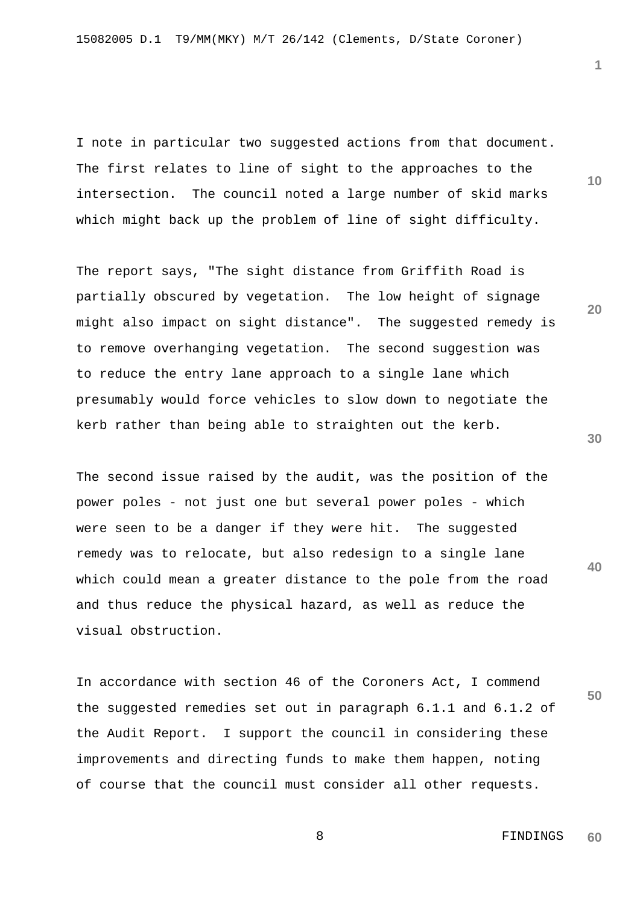I note in particular two suggested actions from that document. The first relates to line of sight to the approaches to the intersection. The council noted a large number of skid marks which might back up the problem of line of sight difficulty.

The report says, "The sight distance from Griffith Road is partially obscured by vegetation. The low height of signage might also impact on sight distance". The suggested remedy is to remove overhanging vegetation. The second suggestion was to reduce the entry lane approach to a single lane which presumably would force vehicles to slow down to negotiate the kerb rather than being able to straighten out the kerb.

The second issue raised by the audit, was the position of the power poles - not just one but several power poles - which were seen to be a danger if they were hit. The suggested remedy was to relocate, but also redesign to a single lane which could mean a greater distance to the pole from the road and thus reduce the physical hazard, as well as reduce the visual obstruction.

In accordance with section 46 of the Coroners Act, I commend the suggested remedies set out in paragraph 6.1.1 and 6.1.2 of the Audit Report. I support the council in considering these improvements and directing funds to make them happen, noting of course that the council must consider all other requests.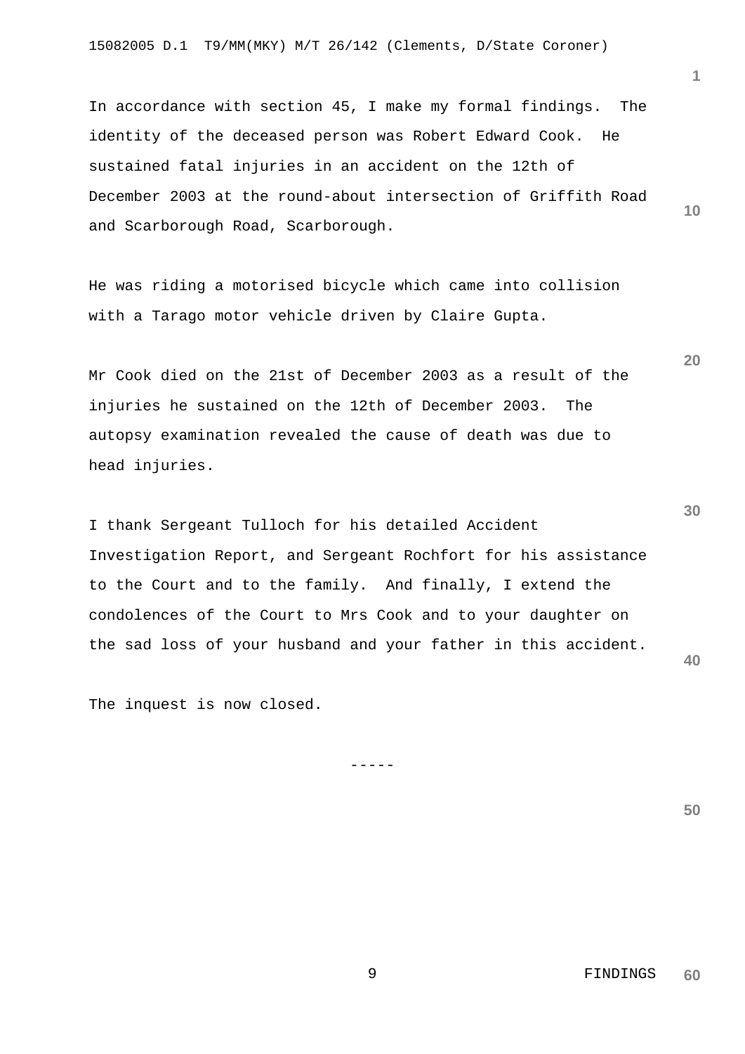In accordance with section 45, I make my formal findings. The identity of the deceased person was Robert Edward Cook. He sustained fatal injuries in an accident on the 12th of December 2003 at the round-about intersection of Griffith Road and Scarborough Road, Scarborough.

He was riding a motorised bicycle which came into collision with a Tarago motor vehicle driven by Claire Gupta.

Mr Cook died on the 21st of December 2003 as a result of the injuries he sustained on the 12th of December 2003. The autopsy examination revealed the cause of death was due to head injuries.

I thank Sergeant Tulloch for his detailed Accident Investigation Report, and Sergeant Rochfort for his assistance to the Court and to the family. And finally, I extend the condolences of the Court to Mrs Cook and to your daughter on the sad loss of your husband and your father in this accident.

The inquest is now closed.

-----